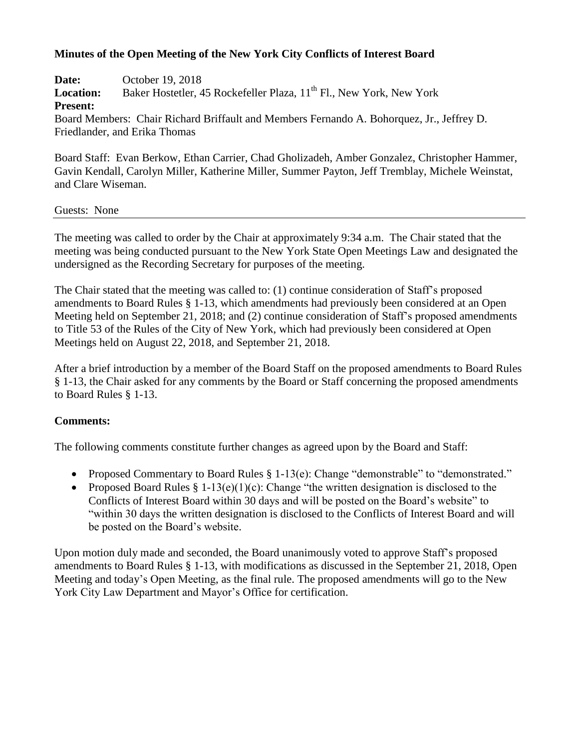**Minutes of the Open Meeting of the New York City Conflicts of Interest Board**

**Date:** October 19, 2018

**Location:** Baker Hostetler, 45 Rockefeller Plaza, 11th Fl., New York, New York

**Present:**

Board Members: Chair Richard Briffault and Members Fernando A. Bohorquez, Jr., Jeffrey D. Friedlander, and Erika Thomas

Board Staff: Evan Berkow, Ethan Carrier, Chad Gholizadeh, Amber Gonzalez, Christopher Hammer, Gavin Kendall, Carolyn Miller, Katherine Miller, Summer Payton, Jeff Tremblay, Michele Weinstat, and Clare Wiseman.

Guests: None

---

The meeting was called to order by the Chair at approximately 9:34 a.m. The Chair stated that the meeting was being conducted pursuant to the New York State Open Meetings Law and designated the undersigned as the Recording Secretary for purposes of the meeting.

The Chair stated that the meeting was called to: (1) continue consideration of Staff's proposed amendments to Board Rules § 1-13, which amendments had previously been considered at an Open Meeting held on September 21, 2018; and (2) continue consideration of Staff's proposed amendments to Title 53 of the Rules of the City of New York, which had previously been considered at Open Meetings held on August 22, 2018, and September 21, 2018.

After a brief introduction by a member of the Board Staff on the proposed amendments to Board Rules § 1-13, the Chair asked for any comments by the Board or Staff concerning the proposed amendments to Board Rules § 1-13.

**Comments:**

The following comments constitute further changes as agreed upon by the Board and Staff:

- Proposed Commentary to Board Rules § 1-13(e): Change "demonstrable" to "demonstrated."
- Proposed Board Rules § 1-13(e)(1)(c): Change "the written designation is disclosed to the Conflicts of Interest Board within 30 days and will be posted on the Board's website" to "within 30 days the written designation is disclosed to the Conflicts of Interest Board and will be posted on the Board's website.

Upon motion duly made and seconded, the Board unanimously voted to approve Staff's proposed amendments to Board Rules § 1-13, with modifications as discussed in the September 21, 2018, Open Meeting and today's Open Meeting, as the final rule. The proposed amendments will go to the New York City Law Department and Mayor's Office for certification.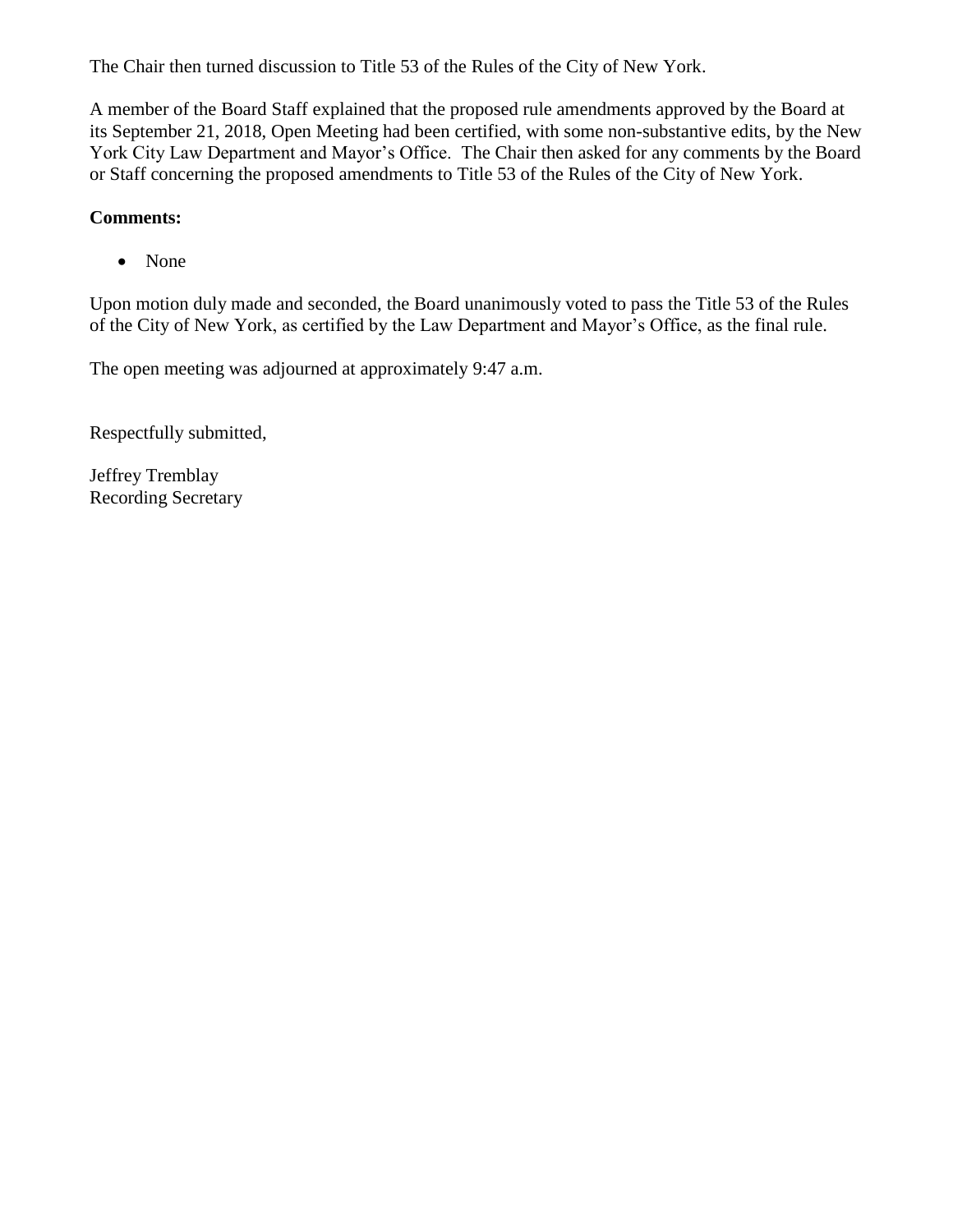The Chair then turned discussion to Title 53 of the Rules of the City of New York.

A member of the Board Staff explained that the proposed rule amendments approved by the Board at its September 21, 2018, Open Meeting had been certified, with some non-substantive edits, by the New York City Law Department and Mayor's Office. The Chair then asked for any comments by the Board or Staff concerning the proposed amendments to Title 53 of the Rules of the City of New York.

**Comments:**

- None

Upon motion duly made and seconded, the Board unanimously voted to pass the Title 53 of the Rules of the City of New York, as certified by the Law Department and Mayor's Office, as the final rule.

The open meeting was adjourned at approximately 9:47 a.m.

Respectfully submitted,

Jeffrey Tremblay
Recording Secretary